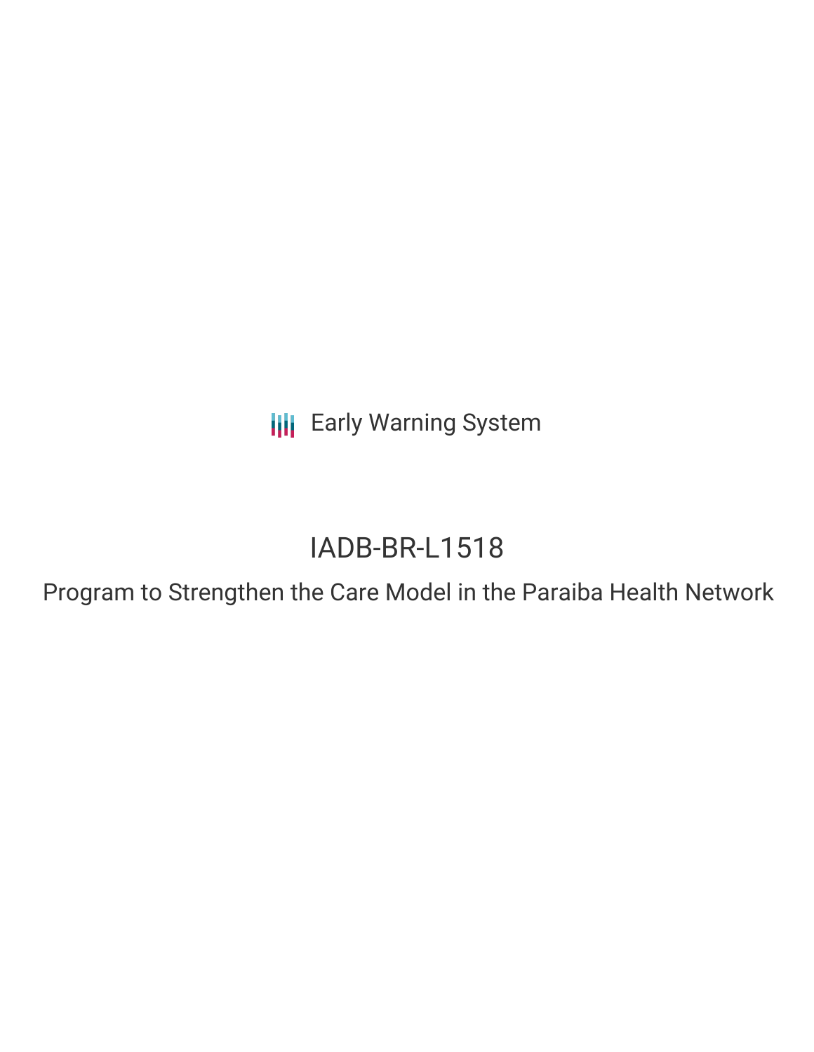Early Warning System

# IADB-BR-L1518

## Program to Strengthen the Care Model in the Paraiba Health Network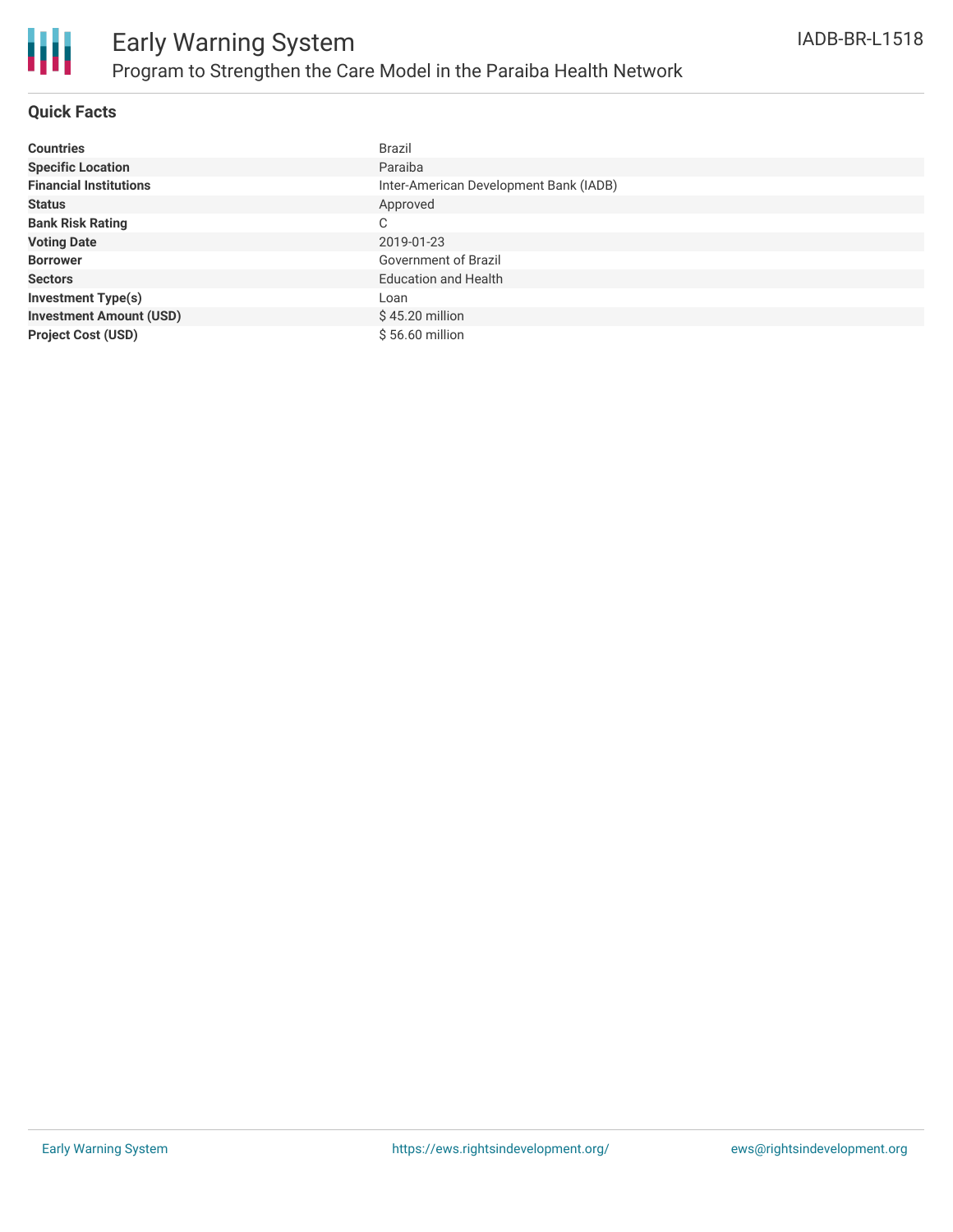# Early Warning System

## Program to Strengthen the Care Model in the Paraiba Health Network

IADB-BR-L1518

### Quick Facts

| | |
|---|---|
| **Countries** | Brazil |
| **Specific Location** | Paraiba |
| **Financial Institutions** | Inter-American Development Bank (IADB) |
| **Status** | Approved |
| **Bank Risk Rating** | C |
| **Voting Date** | 2019-01-23 |
| **Borrower** | Government of Brazil |
| **Sectors** | Education and Health |
| **Investment Type(s)** | Loan |
| **Investment Amount (USD)** | $ 45.20 million |
| **Project Cost (USD)** | $ 56.60 million |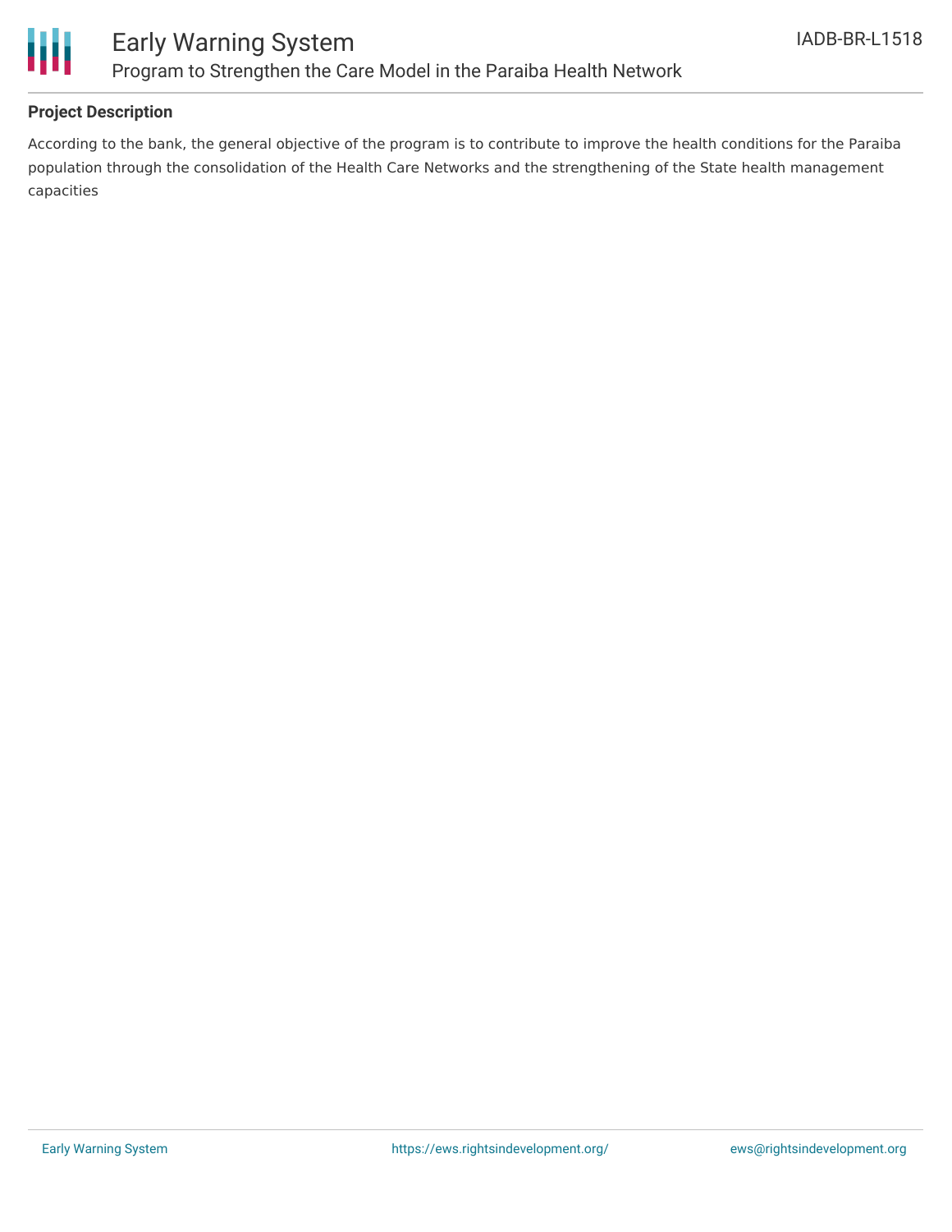**Project Description**

According to the bank, the general objective of the program is to contribute to improve the health conditions for the Paraiba population through the consolidation of the Health Care Networks and the strengthening of the State health management capacities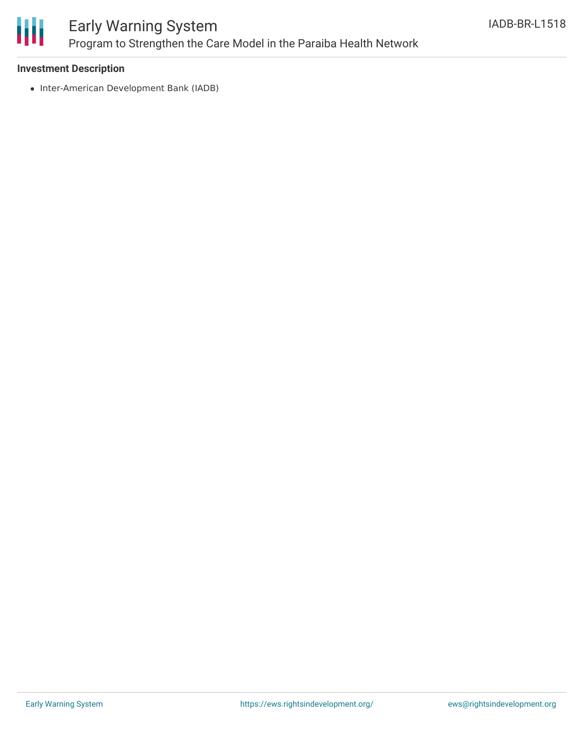### Investment Description

- Inter-American Development Bank (IADB)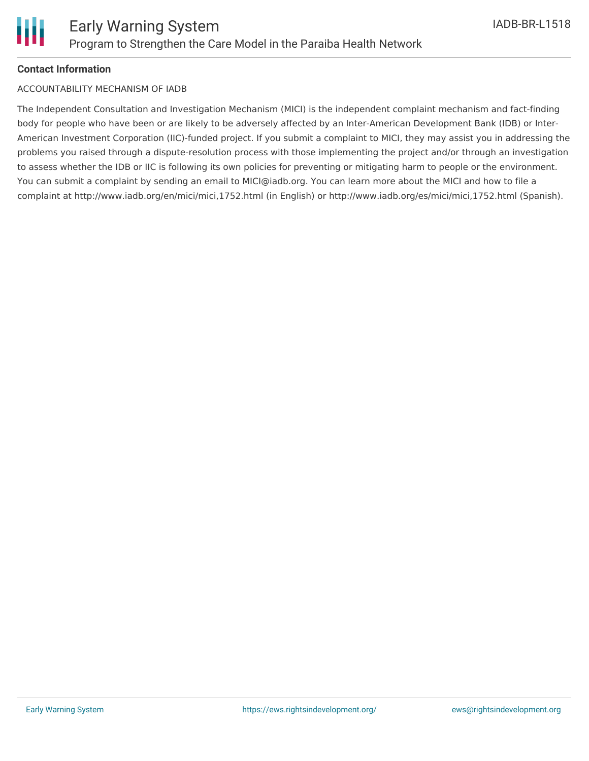**Contact Information**

ACCOUNTABILITY MECHANISM OF IADB

The Independent Consultation and Investigation Mechanism (MICI) is the independent complaint mechanism and fact-finding body for people who have been or are likely to be adversely affected by an Inter-American Development Bank (IDB) or Inter-American Investment Corporation (IIC)-funded project. If you submit a complaint to MICI, they may assist you in addressing the problems you raised through a dispute-resolution process with those implementing the project and/or through an investigation to assess whether the IDB or IIC is following its own policies for preventing or mitigating harm to people or the environment. You can submit a complaint by sending an email to MICI@iadb.org. You can learn more about the MICI and how to file a complaint at http://www.iadb.org/en/mici/mici,1752.html (in English) or http://www.iadb.org/es/mici/mici,1752.html (Spanish).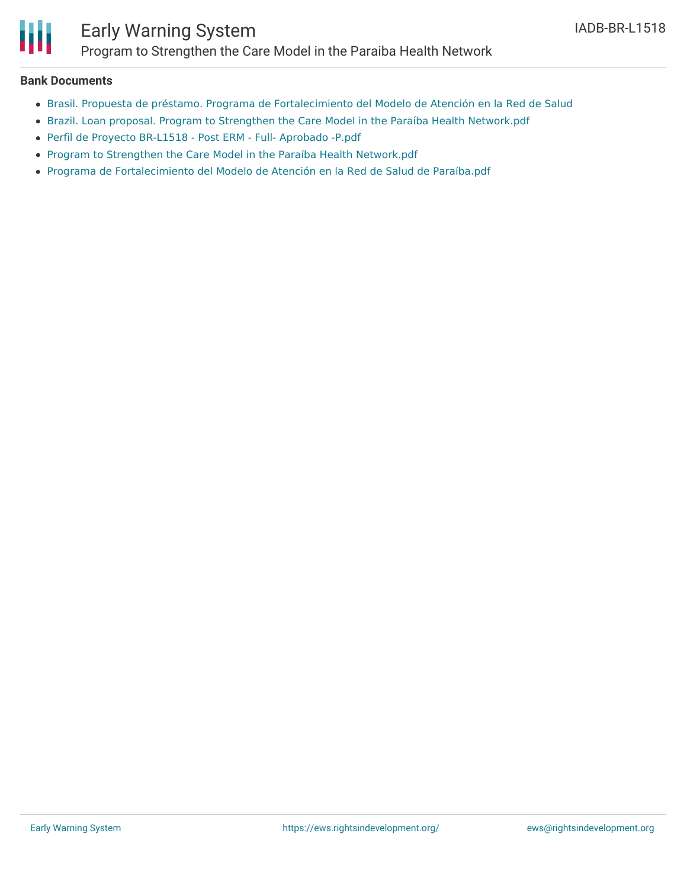**Bank Documents**

- Brasil. Propuesta de préstamo. Programa de Fortalecimiento del Modelo de Atención en la Red de Salud
- Brazil. Loan proposal. Program to Strengthen the Care Model in the Paraíba Health Network.pdf
- Perfil de Proyecto BR-L1518 - Post ERM - Full- Aprobado -P.pdf
- Program to Strengthen the Care Model in the Paraíba Health Network.pdf
- Programa de Fortalecimiento del Modelo de Atención en la Red de Salud de Paraíba.pdf